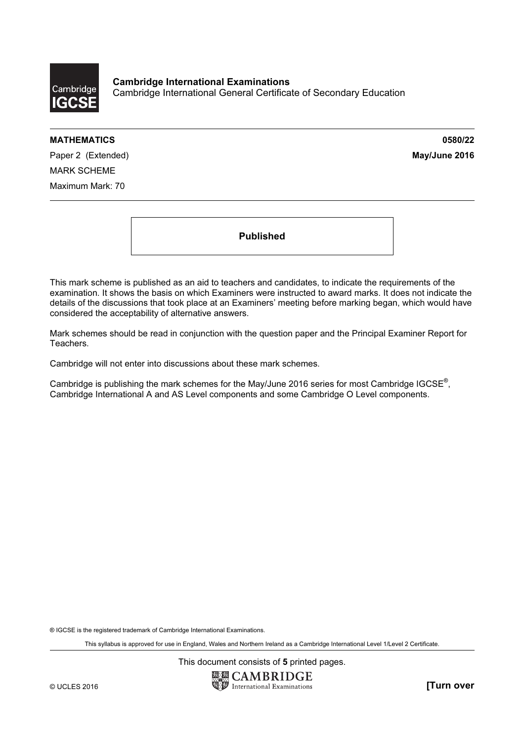**Cambridge International Examinations**
Cambridge International General Certificate of Secondary Education

**MATHEMATICS** **0580/22**

Paper 2 (Extended) **May/June 2016**

MARK SCHEME

Maximum Mark: 70

**Published**

This mark scheme is published as an aid to teachers and candidates, to indicate the requirements of the examination. It shows the basis on which Examiners were instructed to award marks. It does not indicate the details of the discussions that took place at an Examiners' meeting before marking began, which would have considered the acceptability of alternative answers.

Mark schemes should be read in conjunction with the question paper and the Principal Examiner Report for Teachers.

Cambridge will not enter into discussions about these mark schemes.

Cambridge is publishing the mark schemes for the May/June 2016 series for most Cambridge IGCSE®, Cambridge International A and AS Level components and some Cambridge O Level components.

® IGCSE is the registered trademark of Cambridge International Examinations.

This syllabus is approved for use in England, Wales and Northern Ireland as a Cambridge International Level 1/Level 2 Certificate.

This document consists of **5** printed pages.

© UCLES 2016 **[Turn over**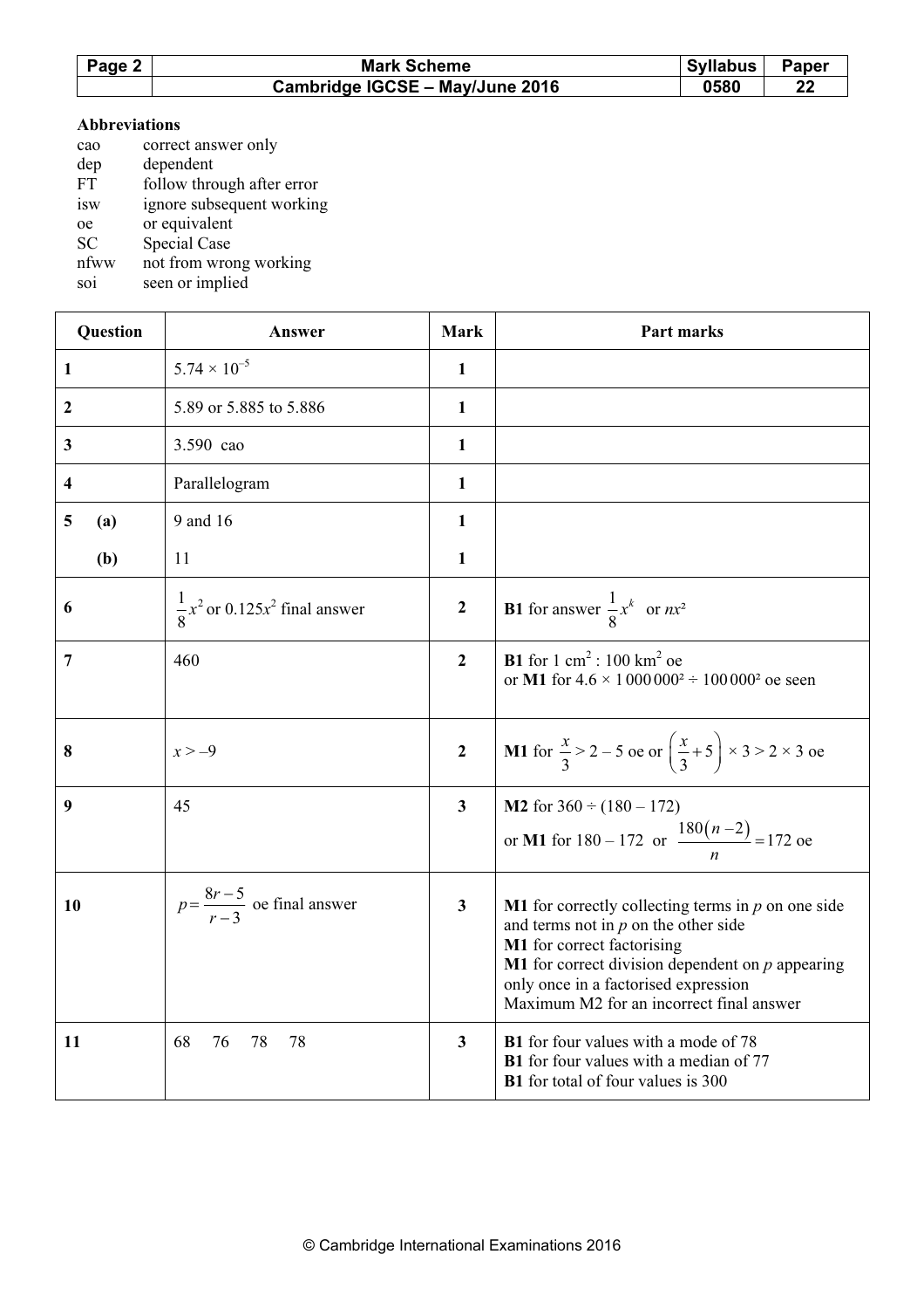| Page 2 | Mark Scheme | Syllabus | Paper |
|---|---|---|---|
| | Cambridge IGCSE – May/June 2016 | 0580 | 22 |

**Abbreviations**

cao correct answer only
dep dependent
FT follow through after error
isw ignore subsequent working
oe or equivalent
SC Special Case
nfww not from wrong working
soi seen or implied

| Question | Answer | Mark | Part marks |
|---|---|---|---|
| **1** | $5.74 \times 10^{-5}$ | **1** | |
| **2** | 5.89 or 5.885 to 5.886 | **1** | |
| **3** | 3.590 cao | **1** | |
| **4** | Parallelogram | **1** | |
| **5** **(a)** | 9 and 16 | **1** | |
| **(b)** | 11 | **1** | |
| **6** | $\frac{1}{8}x^2$ or $0.125x^2$ final answer | **2** | **B1** for answer $\frac{1}{8}x^k$ or $nx^2$ |
| **7** | 460 | **2** | **B1** for 1 cm$^2$ : 100 km$^2$ oe<br>or **M1** for $4.6 \times 1\,000\,000^2 \div 100\,000^2$ oe seen |
| **8** | $x > -9$ | **2** | **M1** for $\frac{x}{3} > 2 - 5$ oe or $\left(\frac{x}{3} + 5\right) \times 3 > 2 \times 3$ oe |
| **9** | 45 | **3** | **M2** for $360 \div (180 - 172)$<br>or **M1** for $180 - 172$ or $\frac{180(n-2)}{n} = 172$ oe |
| **10** | $p = \frac{8r - 5}{r - 3}$ oe final answer | **3** | **M1** for correctly collecting terms in $p$ on one side and terms not in $p$ on the other side<br>**M1** for correct factorising<br>**M1** for correct division dependent on $p$ appearing only once in a factorised expression<br>Maximum M2 for an incorrect final answer |
| **11** | 68 76 78 78 | **3** | **B1** for four values with a mode of 78<br>**B1** for four values with a median of 77<br>**B1** for total of four values is 300 |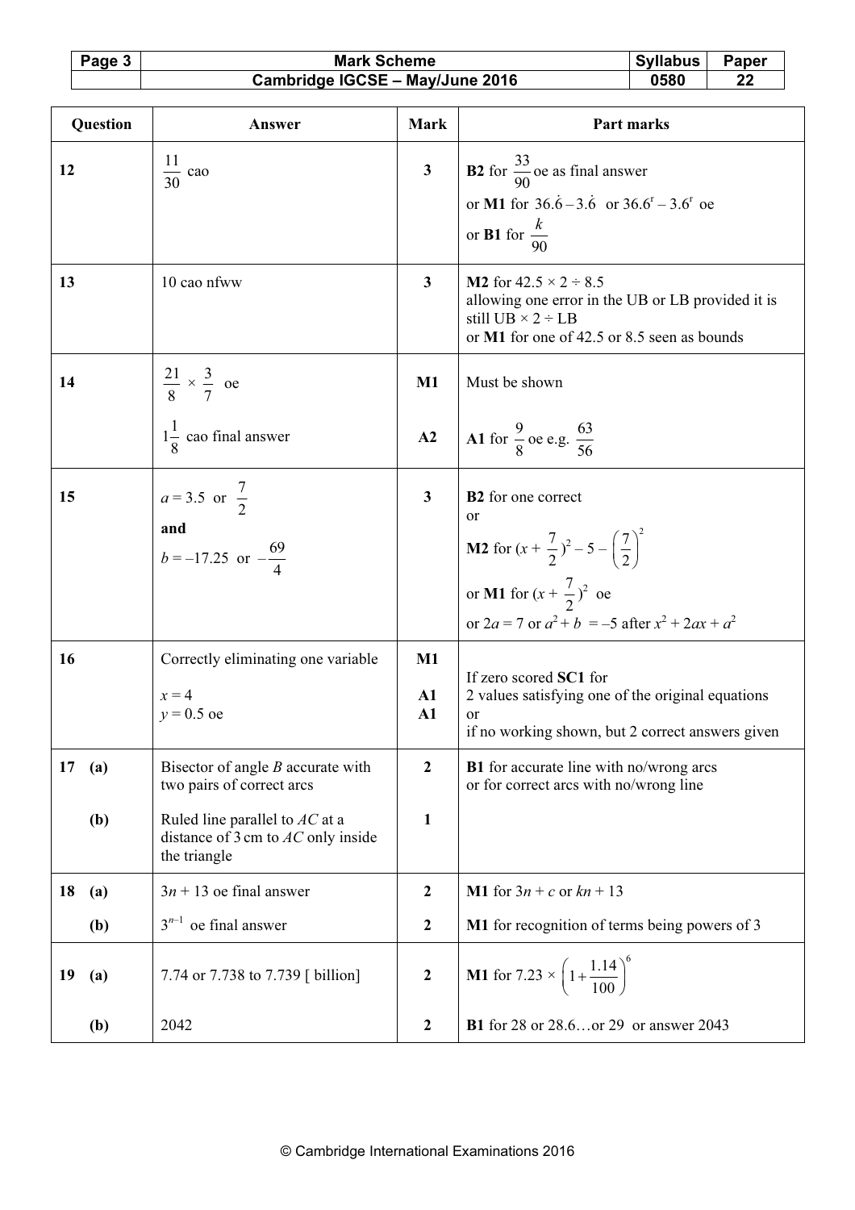| Question | | Answer | Mark | Part marks |
|---|---|---|---|---|
| 12 | | $\frac{11}{30}$ cao | 3 | **B2** for $\frac{33}{90}$ oe as final answer<br>or **M1** for $36.\dot{6} - 3.\dot{6}$ or $36.6^{r} - 3.6^{r}$ oe<br>or **B1** for $\frac{k}{90}$ |
| 13 | | 10 cao nfww | 3 | **M2** for $42.5 \times 2 \div 8.5$<br>allowing one error in the UB or LB provided it is still UB × 2 ÷ LB<br>or **M1** for one of 42.5 or 8.5 seen as bounds |
| 14 | | $\frac{21}{8} \times \frac{3}{7}$ oe | M1 | Must be shown |
| | | $1\frac{1}{8}$ cao final answer | A2 | **A1** for $\frac{9}{8}$ oe e.g. $\frac{63}{56}$ |
| 15 | | $a = 3.5$ or $\frac{7}{2}$<br>**and**<br>$b = -17.25$ or $-\frac{69}{4}$ | 3 | **B2** for one correct<br>or<br>**M2** for $(x + \frac{7}{2})^2 - 5 - \left(\frac{7}{2}\right)^2$<br>or **M1** for $(x + \frac{7}{2})^2$ oe<br>or $2a = 7$ or $a^2 + b = -5$ after $x^2 + 2ax + a^2$ |
| 16 | | Correctly eliminating one variable | M1 | If zero scored **SC1** for<br>2 values satisfying one of the original equations<br>or<br>if no working shown, but 2 correct answers given |
| | | $x = 4$ | A1 | |
| | | $y = 0.5$ oe | A1 | |
| 17 | (a) | Bisector of angle $B$ accurate with two pairs of correct arcs | 2 | **B1** for accurate line with no/wrong arcs<br>or for correct arcs with no/wrong line |
| | (b) | Ruled line parallel to $AC$ at a distance of 3 cm to $AC$ only inside the triangle | 1 | |
| 18 | (a) | $3n + 13$ oe final answer | 2 | **M1** for $3n + c$ or $kn + 13$ |
| | (b) | $3^{n-1}$ oe final answer | 2 | **M1** for recognition of terms being powers of 3 |
| 19 | (a) | 7.74 or 7.738 to 7.739 [ billion] | 2 | **M1** for $7.23 \times \left(1 + \frac{1.14}{100}\right)^6$ |
| | (b) | 2042 | 2 | **B1** for 28 or 28.6…or 29 or answer 2043 |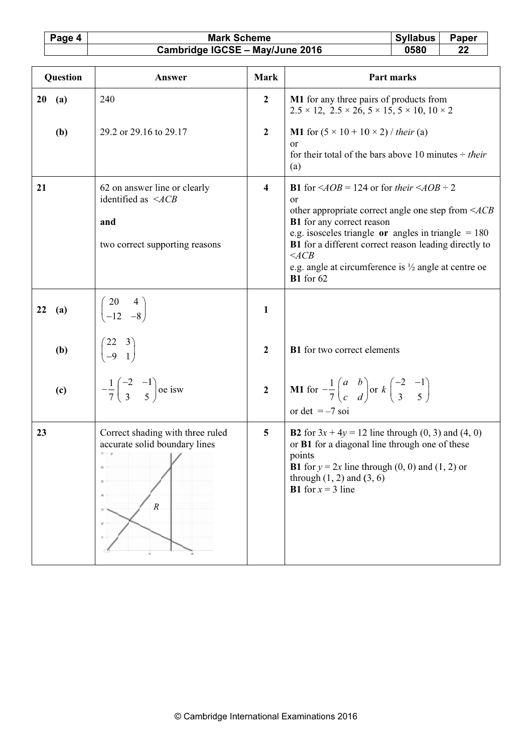| Question | | Answer | Mark | Part marks |
|---|---|---|---|---|
| 20 | (a) | 240 | 2 | **M1** for any three pairs of products from $2.5 \times 12$, $2.5 \times 26$, $5 \times 15$, $5 \times 10$, $10 \times 2$ |
| | (b) | 29.2 or 29.16 to 29.17 | 2 | **M1** for $(5 \times 10 + 10 \times 2)$ / *their* (a)<br>or<br>for their total of the bars above 10 minutes ÷ *their* (a) |
| 21 | | 62 on answer line or clearly identified as $<ACB$<br><br>**and**<br><br>two correct supporting reasons | 4 | **B1** for $<AOB = 124$ or for *their* $<AOB \div 2$<br>or<br>other appropriate correct angle one step from $<ACB$<br>**B1** for any correct reason<br>e.g. isosceles triangle **or** angles in triangle = 180<br>**B1** for a different correct reason leading directly to $<ACB$<br>e.g. angle at circumference is ½ angle at centre oe<br>**B1** for 62 |
| 22 | (a) | $\begin{pmatrix} 20 & 4 \\ -12 & -8 \end{pmatrix}$ | 1 | |
| | (b) | $\begin{pmatrix} 22 & 3 \\ -9 & 1 \end{pmatrix}$ | 2 | **B1** for two correct elements |
| | (c) | $-\frac{1}{7}\begin{pmatrix} -2 & -1 \\ 3 & 5 \end{pmatrix}$ oe isw | 2 | **M1** for $-\frac{1}{7}\begin{pmatrix} a & b \\ c & d \end{pmatrix}$ or $k\begin{pmatrix} -2 & -1 \\ 3 & 5 \end{pmatrix}$<br>or det $= -7$ soi |
| 23 | | Correct shading with three ruled accurate solid boundary lines<br>[Graph showing region *R* bounded by three lines] | 5 | **B2** for $3x + 4y = 12$ line through (0, 3) and (4, 0)<br>or **B1** for a diagonal line through one of these points<br>**B1** for $y = 2x$ line through (0, 0) and (1, 2) or through (1, 2) and (3, 6)<br>**B1** for $x = 3$ line |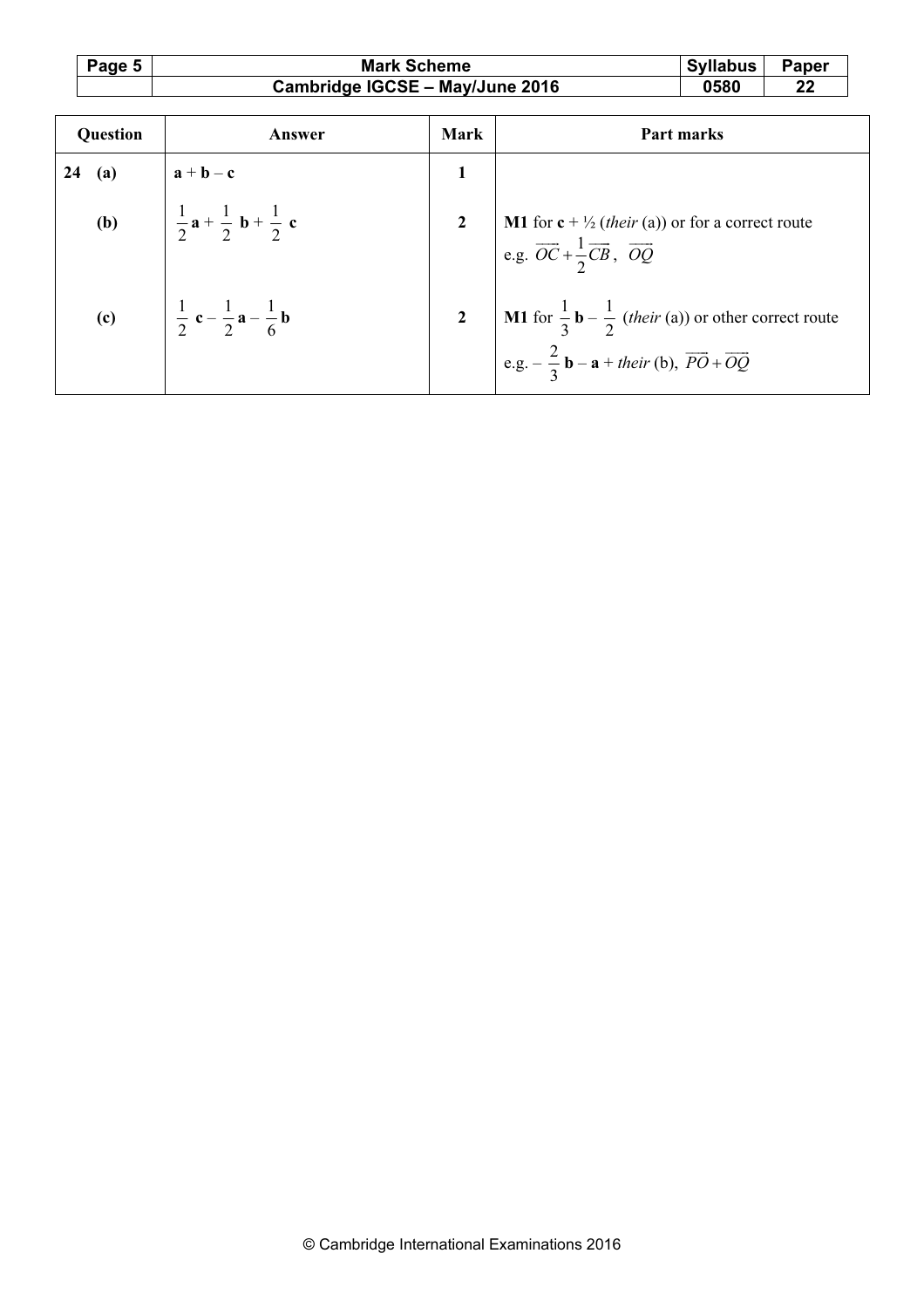| Question | | Answer | Mark | Part marks |
|---|---|---|---|---|
| 24 | (a) | $\mathbf{a} + \mathbf{b} - \mathbf{c}$ | 1 | |
| | (b) | $\frac{1}{2}\mathbf{a} + \frac{1}{2}\mathbf{b} + \frac{1}{2}\mathbf{c}$ | 2 | **M1** for $\mathbf{c} + \frac{1}{2}$ (*their* (a)) or for a correct route e.g. $\overrightarrow{OC} + \frac{1}{2}\overrightarrow{CB}$, $\overrightarrow{OQ}$ |
| | (c) | $\frac{1}{2}\mathbf{c} - \frac{1}{2}\mathbf{a} - \frac{1}{6}\mathbf{b}$ | 2 | **M1** for $\frac{1}{3}\mathbf{b} - \frac{1}{2}$ (*their* (a)) or other correct route e.g. $-\frac{2}{3}\mathbf{b} - \mathbf{a} +$ *their* (b), $\overrightarrow{PO} + \overrightarrow{OQ}$ |